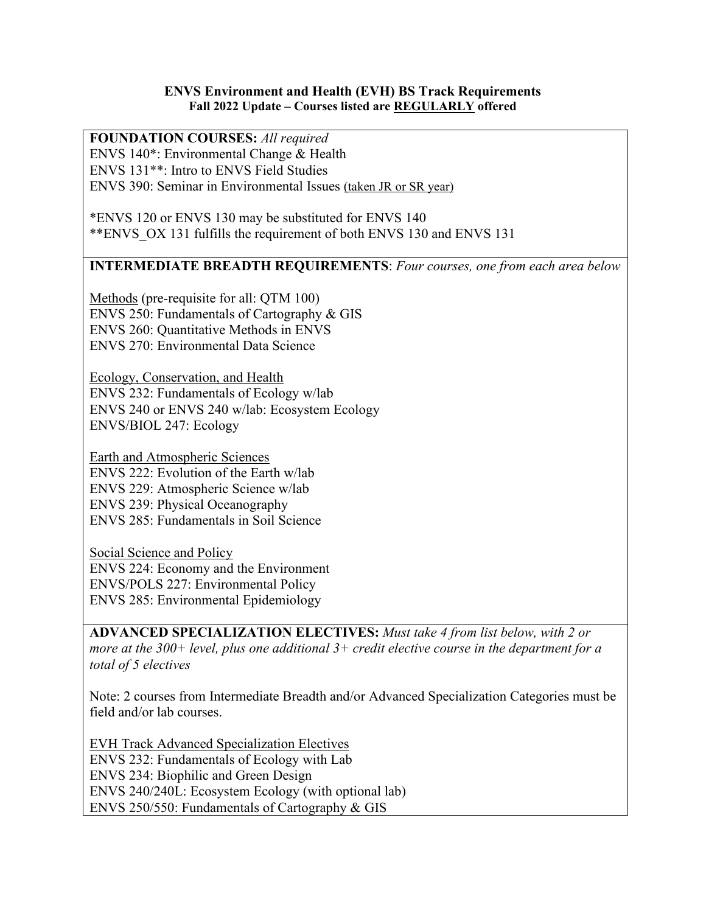# ENVS Environment and Health (EVH) BS Track Requirements

**Fall 2022 Update – Courses listed are <u>REGULARLY</u> offered**

**FOUNDATION COURSES:** *All required*

ENVS 140*: Environmental Change & Health
ENVS 131**: Intro to ENVS Field Studies
ENVS 390: Seminar in Environmental Issues (taken JR or SR year)

*ENVS 120 or ENVS 130 may be substituted for ENVS 140
**ENVS_OX 131 fulfills the requirement of both ENVS 130 and ENVS 131

**INTERMEDIATE BREADTH REQUIREMENTS**: *Four courses, one from each area below*

<u>Methods</u> (pre-requisite for all: QTM 100)
ENVS 250: Fundamentals of Cartography & GIS
ENVS 260: Quantitative Methods in ENVS
ENVS 270: Environmental Data Science

<u>Ecology, Conservation, and Health</u>
ENVS 232: Fundamentals of Ecology w/lab
ENVS 240 or ENVS 240 w/lab: Ecosystem Ecology
ENVS/BIOL 247: Ecology

<u>Earth and Atmospheric Sciences</u>
ENVS 222: Evolution of the Earth w/lab
ENVS 229: Atmospheric Science w/lab
ENVS 239: Physical Oceanography
ENVS 285: Fundamentals in Soil Science

<u>Social Science and Policy</u>
ENVS 224: Economy and the Environment
ENVS/POLS 227: Environmental Policy
ENVS 285: Environmental Epidemiology

**ADVANCED SPECIALIZATION ELECTIVES:** *Must take 4 from list below, with 2 or more at the 300+ level, plus one additional 3+ credit elective course in the department for a total of 5 electives*

Note: 2 courses from Intermediate Breadth and/or Advanced Specialization Categories must be field and/or lab courses.

<u>EVH Track Advanced Specialization Electives</u>
ENVS 232: Fundamentals of Ecology with Lab
ENVS 234: Biophilic and Green Design
ENVS 240/240L: Ecosystem Ecology (with optional lab)
ENVS 250/550: Fundamentals of Cartography & GIS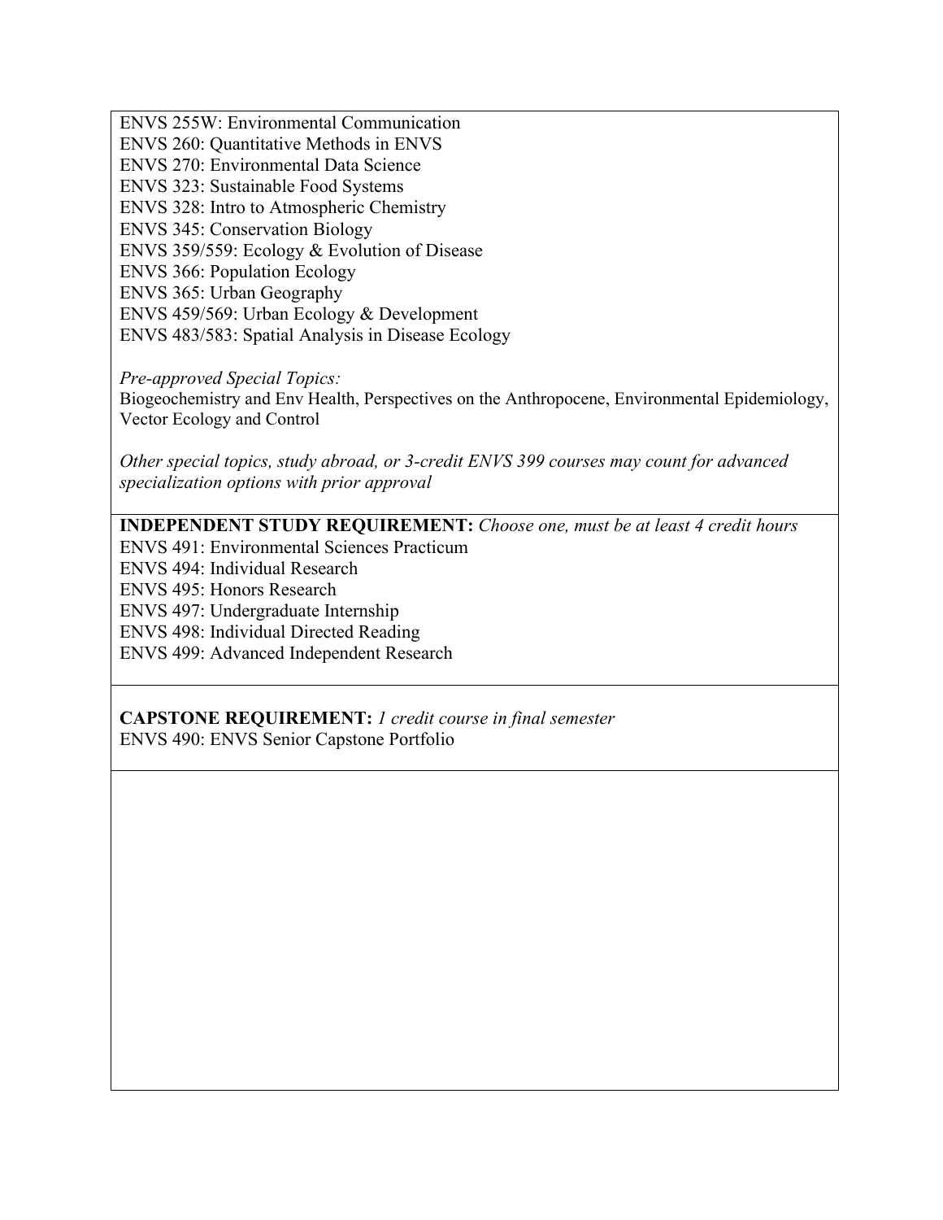ENVS 255W: Environmental Communication
ENVS 260: Quantitative Methods in ENVS
ENVS 270: Environmental Data Science
ENVS 323: Sustainable Food Systems
ENVS 328: Intro to Atmospheric Chemistry
ENVS 345: Conservation Biology
ENVS 359/559: Ecology & Evolution of Disease
ENVS 366: Population Ecology
ENVS 365: Urban Geography
ENVS 459/569: Urban Ecology & Development
ENVS 483/583: Spatial Analysis in Disease Ecology

*Pre-approved Special Topics:*
Biogeochemistry and Env Health, Perspectives on the Anthropocene, Environmental Epidemiology, Vector Ecology and Control

*Other special topics, study abroad, or 3-credit ENVS 399 courses may count for advanced specialization options with prior approval*

**INDEPENDENT STUDY REQUIREMENT:** *Choose one, must be at least 4 credit hours*
ENVS 491: Environmental Sciences Practicum
ENVS 494: Individual Research
ENVS 495: Honors Research
ENVS 497: Undergraduate Internship
ENVS 498: Individual Directed Reading
ENVS 499: Advanced Independent Research

**CAPSTONE REQUIREMENT:** *1 credit course in final semester*
ENVS 490: ENVS Senior Capstone Portfolio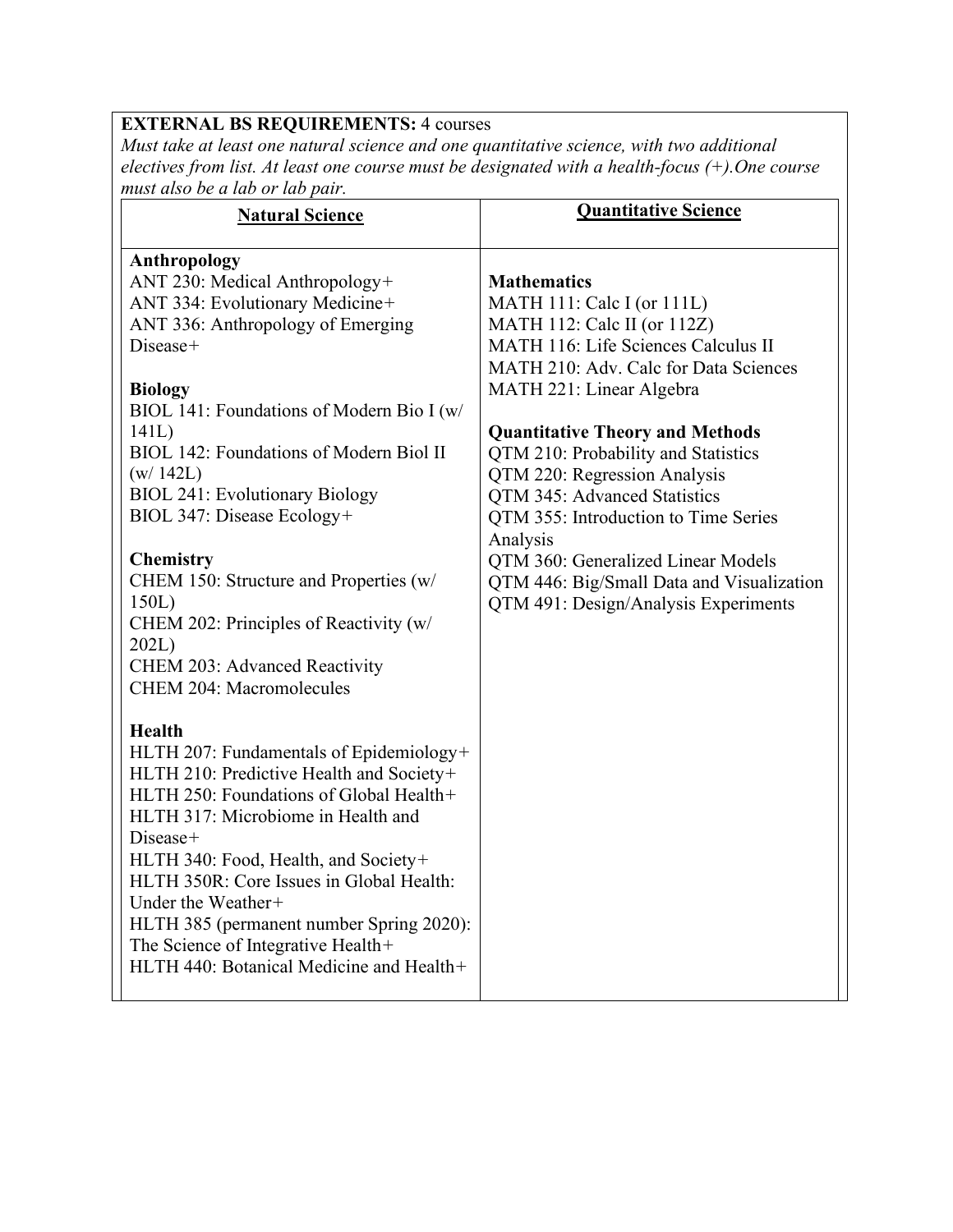**EXTERNAL BS REQUIREMENTS:** 4 courses

*Must take at least one natural science and one quantitative science, with two additional electives from list. At least one course must be designated with a health-focus (+).One course must also be a lab or lab pair.*

| **Natural Science** | **Quantitative Science** |
|---|---|
| **Anthropology**<br>ANT 230: Medical Anthropology+<br>ANT 334: Evolutionary Medicine+<br>ANT 336: Anthropology of Emerging Disease+<br><br>**Biology**<br>BIOL 141: Foundations of Modern Bio I (w/ 141L)<br>BIOL 142: Foundations of Modern Biol II (w/ 142L)<br>BIOL 241: Evolutionary Biology<br>BIOL 347: Disease Ecology+<br><br>**Chemistry**<br>CHEM 150: Structure and Properties (w/ 150L)<br>CHEM 202: Principles of Reactivity (w/ 202L)<br>CHEM 203: Advanced Reactivity<br>CHEM 204: Macromolecules<br><br>**Health**<br>HLTH 207: Fundamentals of Epidemiology+<br>HLTH 210: Predictive Health and Society+<br>HLTH 250: Foundations of Global Health+<br>HLTH 317: Microbiome in Health and Disease+<br>HLTH 340: Food, Health, and Society+<br>HLTH 350R: Core Issues in Global Health: Under the Weather+<br>HLTH 385 (permanent number Spring 2020): The Science of Integrative Health+<br>HLTH 440: Botanical Medicine and Health+ | **Mathematics**<br>MATH 111: Calc I (or 111L)<br>MATH 112: Calc II (or 112Z)<br>MATH 116: Life Sciences Calculus II<br>MATH 210: Adv. Calc for Data Sciences<br>MATH 221: Linear Algebra<br><br>**Quantitative Theory and Methods**<br>QTM 210: Probability and Statistics<br>QTM 220: Regression Analysis<br>QTM 345: Advanced Statistics<br>QTM 355: Introduction to Time Series Analysis<br>QTM 360: Generalized Linear Models<br>QTM 446: Big/Small Data and Visualization<br>QTM 491: Design/Analysis Experiments |